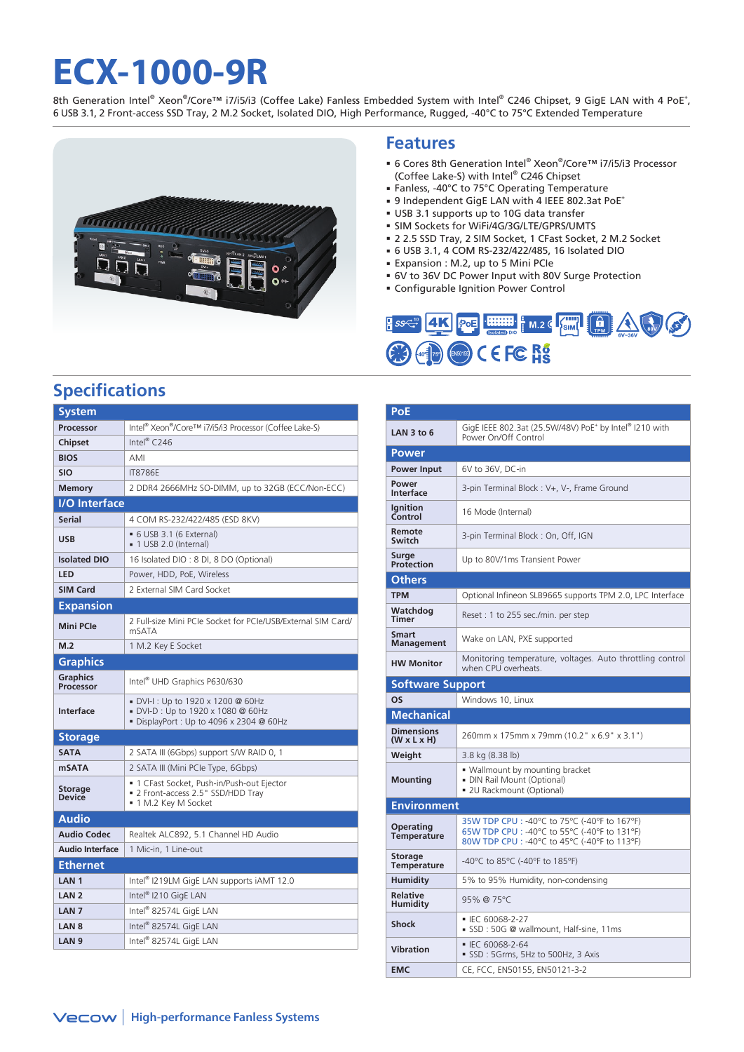# ECX-1000-9R

8th Generation Intel® Xeon®/Core™ i7/i5/i3 (Coffee Lake) Fanless Embedded System with Intel® C246 Chipset, 9 GigE LAN with 4 PoE+, 6 USB 3.1, 2 Front-access SSD Tray, 2 M.2 Socket, Isolated DIO, High Performance, Rugged, -40°C to 75°C Extended Temperature

## Features

- 6 Cores 8th Generation Intel® Xeon®/Core™ i7/i5/i3 Processor (Coffee Lake-S) with Intel® C246 Chipset
- Fanless, -40°C to 75°C Operating Temperature
- 9 Independent GigE LAN with 4 IEEE 802.3at PoE+
- USB 3.1 supports up to 10G data transfer
- SIM Sockets for WiFi/4G/3G/LTE/GPRS/UMTS
- 2 2.5 SSD Tray, 2 SIM Socket, 1 CFast Socket, 2 M.2 Socket
- 6 USB 3.1, 4 COM RS-232/422/485, 16 Isolated DIO
- Expansion : M.2, up to 5 Mini PCIe
- 6V to 36V DC Power Input with 80V Surge Protection
- Configurable Ignition Power Control

## Specifications

| System | |
|---|---|
| Processor | Intel® Xeon®/Core™ i7/i5/i3 Processor (Coffee Lake-S) |
| Chipset | Intel® C246 |
| BIOS | AMI |
| SIO | IT8786E |
| Memory | 2 DDR4 2666MHz SO-DIMM, up to 32GB (ECC/Non-ECC) |
| **I/O Interface** | |
| Serial | 4 COM RS-232/422/485 (ESD 8KV) |
| USB | ▪ 6 USB 3.1 (6 External)<br>▪ 1 USB 2.0 (Internal) |
| Isolated DIO | 16 Isolated DIO : 8 DI, 8 DO (Optional) |
| LED | Power, HDD, PoE, Wireless |
| SIM Card | 2 External SIM Card Socket |
| **Expansion** | |
| Mini PCIe | 2 Full-size Mini PCIe Socket for PCIe/USB/External SIM Card/ mSATA |
| M.2 | 1 M.2 Key E Socket |
| **Graphics** | |
| Graphics Processor | Intel® UHD Graphics P630/630 |
| Interface | ▪ DVI-I : Up to 1920 x 1200 @ 60Hz<br>▪ DVI-D : Up to 1920 x 1080 @ 60Hz<br>▪ DisplayPort : Up to 4096 x 2304 @ 60Hz |
| **Storage** | |
| SATA | 2 SATA III (6Gbps) support S/W RAID 0, 1 |
| mSATA | 2 SATA III (Mini PCIe Type, 6Gbps) |
| Storage Device | ▪ 1 CFast Socket, Push-in/Push-out Ejector<br>▪ 2 Front-access 2.5" SSD/HDD Tray<br>▪ 1 M.2 Key M Socket |
| **Audio** | |
| Audio Codec | Realtek ALC892, 5.1 Channel HD Audio |
| Audio Interface | 1 Mic-in, 1 Line-out |
| **Ethernet** | |
| LAN 1 | Intel® I219LM GigE LAN supports iAMT 12.0 |
| LAN 2 | Intel® I210 GigE LAN |
| LAN 7 | Intel® 82574L GigE LAN |
| LAN 8 | Intel® 82574L GigE LAN |
| LAN 9 | Intel® 82574L GigE LAN |

| PoE | |
|---|---|
| LAN 3 to 6 | GigE IEEE 802.3at (25.5W/48V) PoE+ by Intel® I210 with Power On/Off Control |
| **Power** | |
| Power Input | 6V to 36V, DC-in |
| Power Interface | 3-pin Terminal Block : V+, V-, Frame Ground |
| Ignition Control | 16 Mode (Internal) |
| Remote Switch | 3-pin Terminal Block : On, Off, IGN |
| Surge Protection | Up to 80V/1ms Transient Power |
| **Others** | |
| TPM | Optional Infineon SLB9665 supports TPM 2.0, LPC Interface |
| Watchdog Timer | Reset : 1 to 255 sec./min. per step |
| Smart Management | Wake on LAN, PXE supported |
| HW Monitor | Monitoring temperature, voltages. Auto throttling control when CPU overheats. |
| **Software Support** | |
| OS | Windows 10, Linux |
| **Mechanical** | |
| Dimensions (W x L x H) | 260mm x 175mm x 79mm (10.2" x 6.9" x 3.1") |
| Weight | 3.8 kg (8.38 lb) |
| Mounting | ▪ Wallmount by mounting bracket<br>▪ DIN Rail Mount (Optional)<br>▪ 2U Rackmount (Optional) |
| **Environment** | |
| Operating Temperature | 35W TDP CPU : -40°C to 75°C (-40°F to 167°F)<br>65W TDP CPU : -40°C to 55°C (-40°F to 131°F)<br>80W TDP CPU : -40°C to 45°C (-40°F to 113°F) |
| Storage Temperature | -40°C to 85°C (-40°F to 185°F) |
| Humidity | 5% to 95% Humidity, non-condensing |
| Relative Humidity | 95% @ 75°C |
| Shock | ▪ IEC 60068-2-27<br>▪ SSD : 50G @ wallmount, Half-sine, 11ms |
| Vibration | ▪ IEC 60068-2-64<br>▪ SSD : 5Grms, 5Hz to 500Hz, 3 Axis |
| EMC | CE, FCC, EN50155, EN50121-3-2 |

Vecow | High-performance Fanless Systems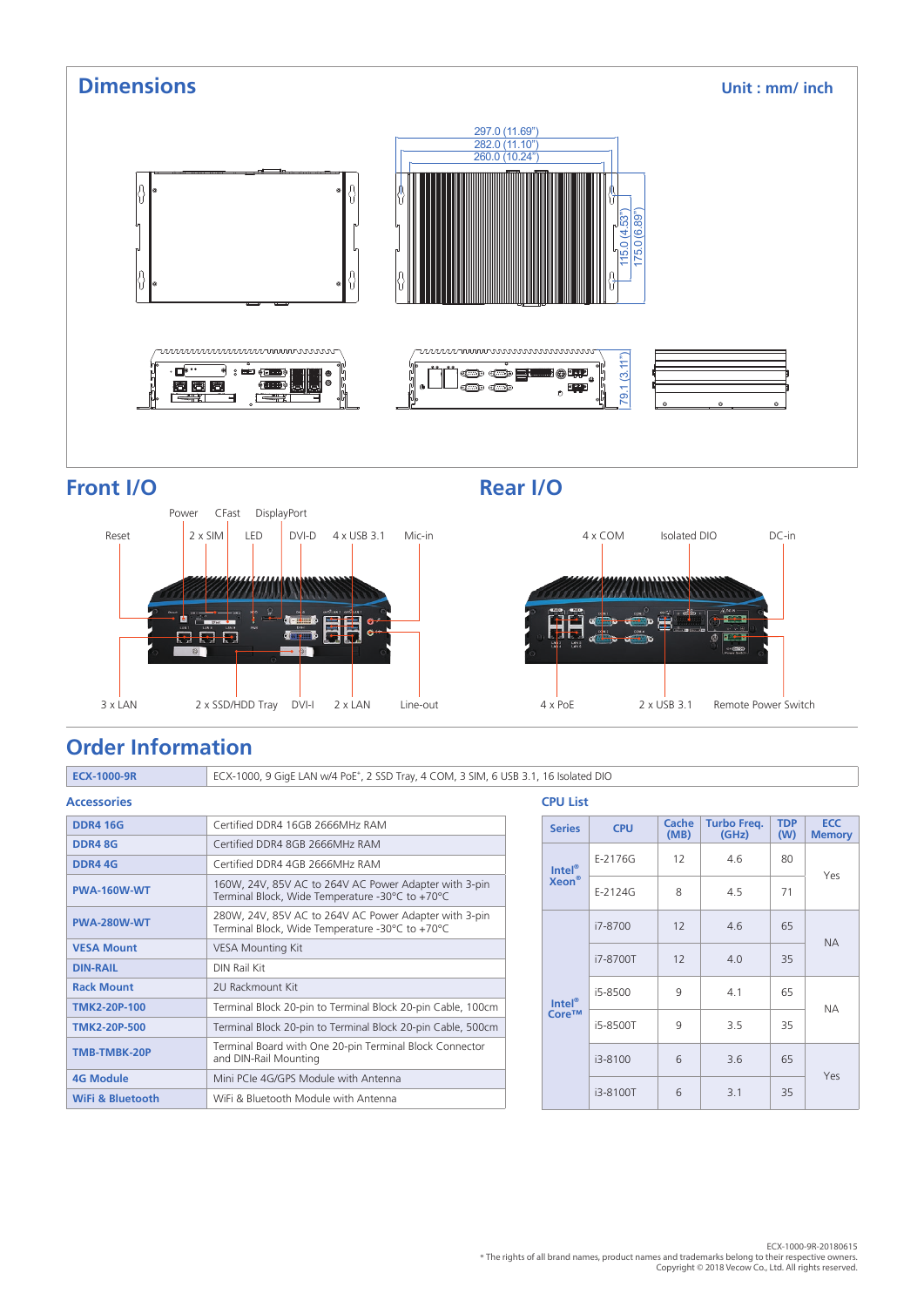## Dimensions

Unit : mm/ inch

297.0 (11.69")
282.0 (11.10")
260.0 (10.24")
115.0 (4.53")
175.0 (6.89")
79.1 (3.11")

## Front I/O

Power
CFast
DisplayPort
Reset
2 x SIM
LED
DVI-D
4 x USB 3.1
Mic-in
3 x LAN
2 x SSD/HDD Tray
DVI-I
2 x LAN
Line-out

## Rear I/O

4 x COM
Isolated DIO
DC-in
4 x PoE
2 x USB 3.1
Remote Power Switch

## Order Information

| | |
|---|---|
| **ECX-1000-9R** | ECX-1000, 9 GigE LAN w/4 PoE+, 2 SSD Tray, 4 COM, 3 SIM, 6 USB 3.1, 16 Isolated DIO |

### Accessories

| | |
|---|---|
| **DDR4 16G** | Certified DDR4 16GB 2666MHz RAM |
| **DDR4 8G** | Certified DDR4 8GB 2666MHz RAM |
| **DDR4 4G** | Certified DDR4 4GB 2666MHz RAM |
| **PWA-160W-WT** | 160W, 24V, 85V AC to 264V AC Power Adapter with 3-pin Terminal Block, Wide Temperature -30°C to +70°C |
| **PWA-280W-WT** | 280W, 24V, 85V AC to 264V AC Power Adapter with 3-pin Terminal Block, Wide Temperature -30°C to +70°C |
| **VESA Mount** | VESA Mounting Kit |
| **DIN-RAIL** | DIN Rail Kit |
| **Rack Mount** | 2U Rackmount Kit |
| **TMK2-20P-100** | Terminal Block 20-pin to Terminal Block 20-pin Cable, 100cm |
| **TMK2-20P-500** | Terminal Block 20-pin to Terminal Block 20-pin Cable, 500cm |
| **TMB-TMBK-20P** | Terminal Board with One 20-pin Terminal Block Connector and DIN-Rail Mounting |
| **4G Module** | Mini PCIe 4G/GPS Module with Antenna |
| **WiFi & Bluetooth** | WiFi & Bluetooth Module with Antenna |

### CPU List

| Series | CPU | Cache (MB) | Turbo Freq. (GHz) | TDP (W) | ECC Memory |
|---|---|---|---|---|---|
| Intel® Xeon® | E-2176G | 12 | 4.6 | 80 | Yes |
| | E-2124G | 8 | 4.5 | 71 | |
| Intel® Core™ | i7-8700 | 12 | 4.6 | 65 | NA |
| | i7-8700T | 12 | 4.0 | 35 | |
| | i5-8500 | 9 | 4.1 | 65 | NA |
| | i5-8500T | 9 | 3.5 | 35 | |
| | i3-8100 | 6 | 3.6 | 65 | Yes |
| | i3-8100T | 6 | 3.1 | 35 | |

ECX-1000-9R-20180615
* The rights of all brand names, product names and trademarks belong to their respective owners.
Copyright © 2018 Vecow Co., Ltd. All rights reserved.